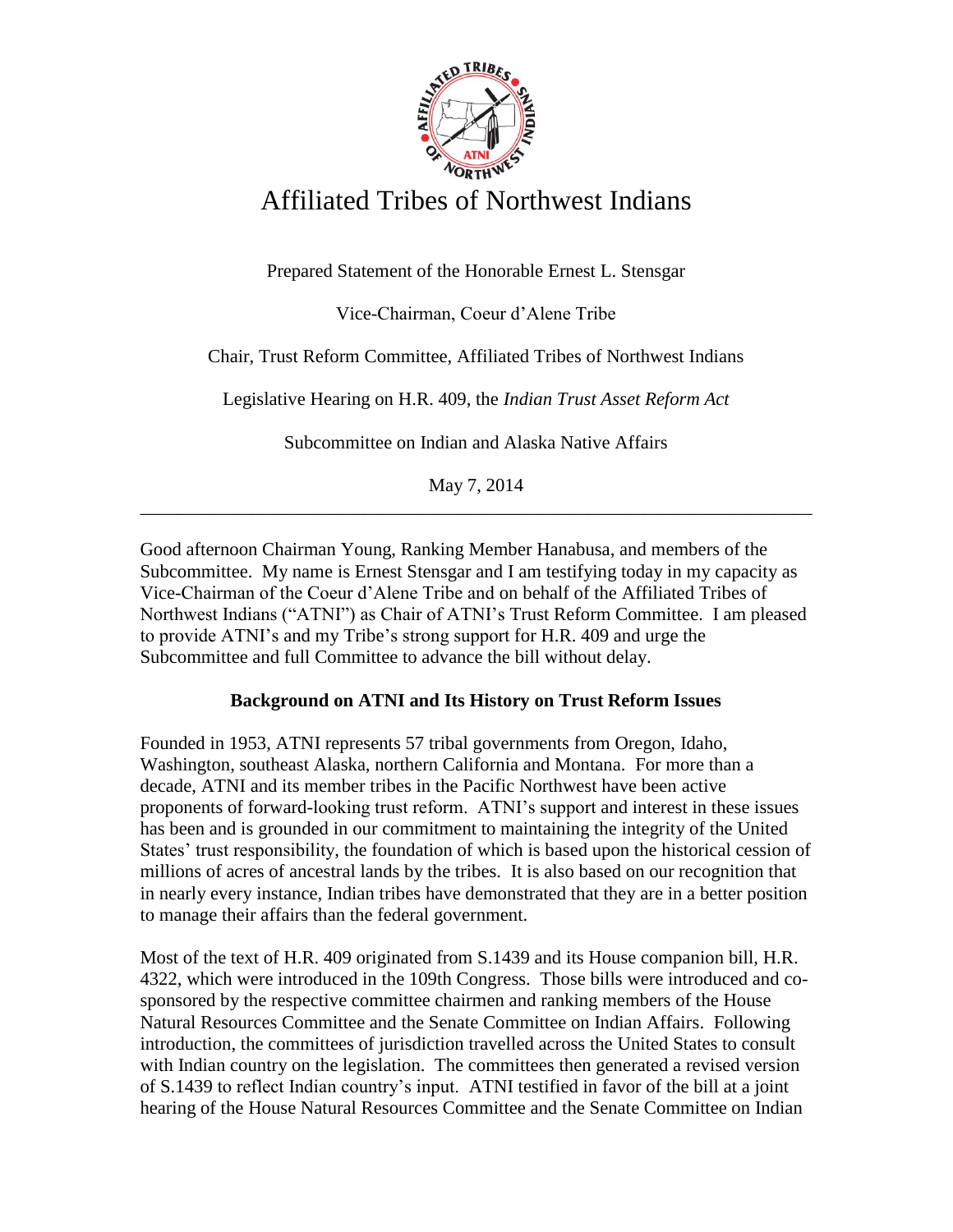# Affiliated Tribes of Northwest Indians

Prepared Statement of the Honorable Ernest L. Stensgar

Vice-Chairman, Coeur d'Alene Tribe

Chair, Trust Reform Committee, Affiliated Tribes of Northwest Indians

Legislative Hearing on H.R. 409, the *Indian Trust Asset Reform Act*

Subcommittee on Indian and Alaska Native Affairs

May 7, 2014

---

Good afternoon Chairman Young, Ranking Member Hanabusa, and members of the Subcommittee. My name is Ernest Stensgar and I am testifying today in my capacity as Vice-Chairman of the Coeur d'Alene Tribe and on behalf of the Affiliated Tribes of Northwest Indians ("ATNI") as Chair of ATNI's Trust Reform Committee. I am pleased to provide ATNI's and my Tribe's strong support for H.R. 409 and urge the Subcommittee and full Committee to advance the bill without delay.

**Background on ATNI and Its History on Trust Reform Issues**

Founded in 1953, ATNI represents 57 tribal governments from Oregon, Idaho, Washington, southeast Alaska, northern California and Montana. For more than a decade, ATNI and its member tribes in the Pacific Northwest have been active proponents of forward-looking trust reform. ATNI's support and interest in these issues has been and is grounded in our commitment to maintaining the integrity of the United States' trust responsibility, the foundation of which is based upon the historical cession of millions of acres of ancestral lands by the tribes. It is also based on our recognition that in nearly every instance, Indian tribes have demonstrated that they are in a better position to manage their affairs than the federal government.

Most of the text of H.R. 409 originated from S.1439 and its House companion bill, H.R. 4322, which were introduced in the 109th Congress. Those bills were introduced and co-sponsored by the respective committee chairmen and ranking members of the House Natural Resources Committee and the Senate Committee on Indian Affairs. Following introduction, the committees of jurisdiction travelled across the United States to consult with Indian country on the legislation. The committees then generated a revised version of S.1439 to reflect Indian country's input. ATNI testified in favor of the bill at a joint hearing of the House Natural Resources Committee and the Senate Committee on Indian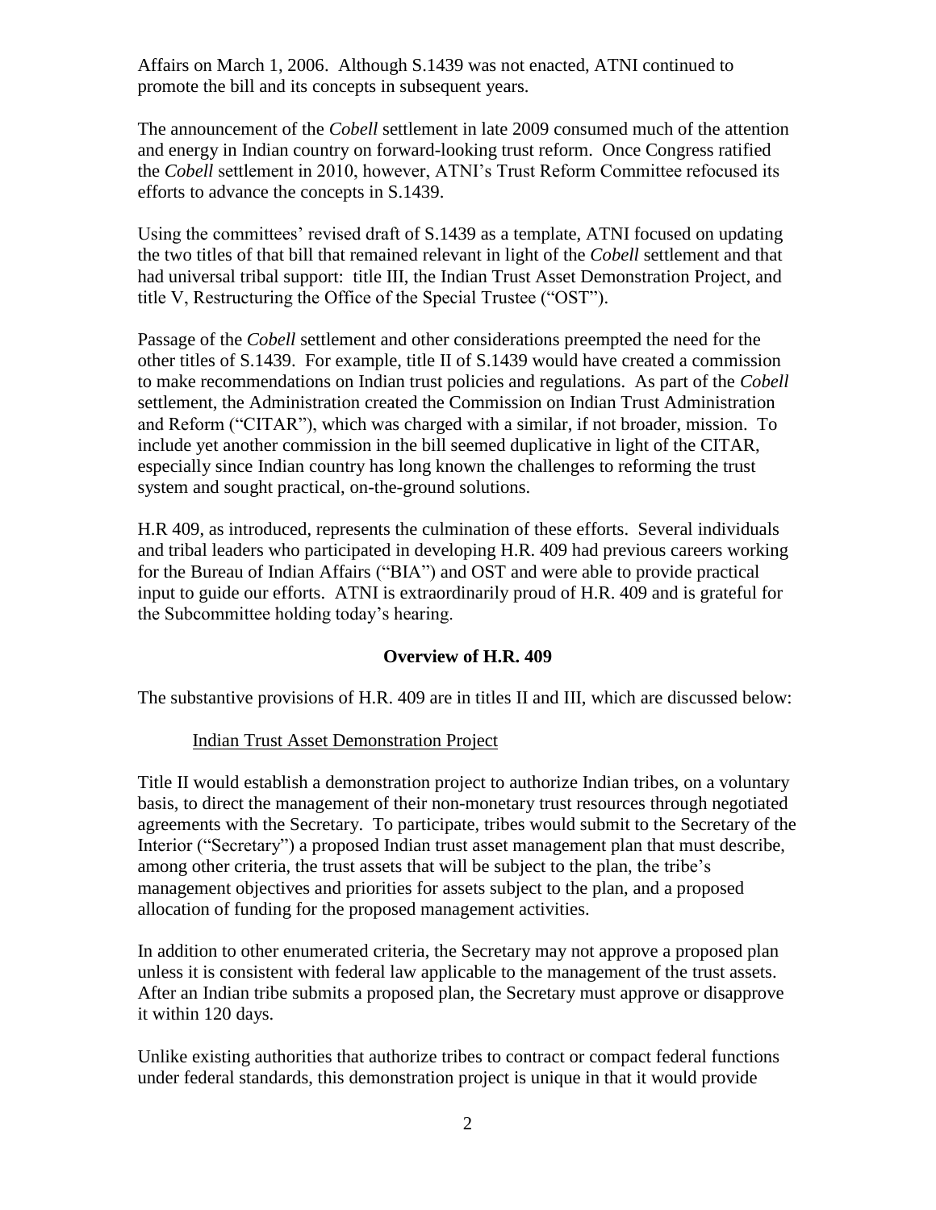Affairs on March 1, 2006. Although S.1439 was not enacted, ATNI continued to promote the bill and its concepts in subsequent years.

The announcement of the *Cobell* settlement in late 2009 consumed much of the attention and energy in Indian country on forward-looking trust reform. Once Congress ratified the *Cobell* settlement in 2010, however, ATNI's Trust Reform Committee refocused its efforts to advance the concepts in S.1439.

Using the committees' revised draft of S.1439 as a template, ATNI focused on updating the two titles of that bill that remained relevant in light of the *Cobell* settlement and that had universal tribal support: title III, the Indian Trust Asset Demonstration Project, and title V, Restructuring the Office of the Special Trustee ("OST").

Passage of the *Cobell* settlement and other considerations preempted the need for the other titles of S.1439. For example, title II of S.1439 would have created a commission to make recommendations on Indian trust policies and regulations. As part of the *Cobell* settlement, the Administration created the Commission on Indian Trust Administration and Reform ("CITAR"), which was charged with a similar, if not broader, mission. To include yet another commission in the bill seemed duplicative in light of the CITAR, especially since Indian country has long known the challenges to reforming the trust system and sought practical, on-the-ground solutions.

H.R 409, as introduced, represents the culmination of these efforts. Several individuals and tribal leaders who participated in developing H.R. 409 had previous careers working for the Bureau of Indian Affairs ("BIA") and OST and were able to provide practical input to guide our efforts. ATNI is extraordinarily proud of H.R. 409 and is grateful for the Subcommittee holding today's hearing.

## Overview of H.R. 409

The substantive provisions of H.R. 409 are in titles II and III, which are discussed below:

### Indian Trust Asset Demonstration Project

Title II would establish a demonstration project to authorize Indian tribes, on a voluntary basis, to direct the management of their non-monetary trust resources through negotiated agreements with the Secretary. To participate, tribes would submit to the Secretary of the Interior ("Secretary") a proposed Indian trust asset management plan that must describe, among other criteria, the trust assets that will be subject to the plan, the tribe's management objectives and priorities for assets subject to the plan, and a proposed allocation of funding for the proposed management activities.

In addition to other enumerated criteria, the Secretary may not approve a proposed plan unless it is consistent with federal law applicable to the management of the trust assets. After an Indian tribe submits a proposed plan, the Secretary must approve or disapprove it within 120 days.

Unlike existing authorities that authorize tribes to contract or compact federal functions under federal standards, this demonstration project is unique in that it would provide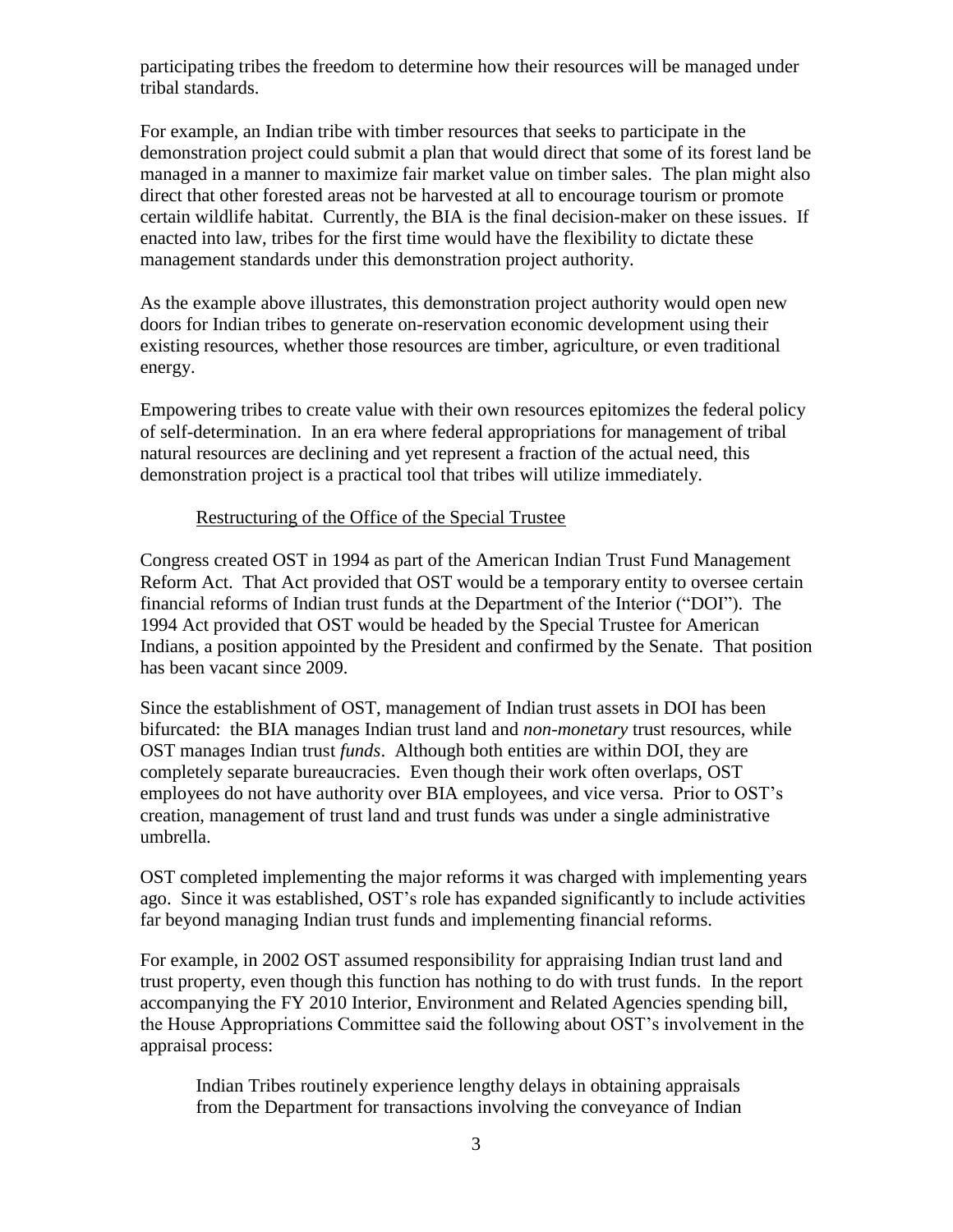participating tribes the freedom to determine how their resources will be managed under tribal standards.

For example, an Indian tribe with timber resources that seeks to participate in the demonstration project could submit a plan that would direct that some of its forest land be managed in a manner to maximize fair market value on timber sales. The plan might also direct that other forested areas not be harvested at all to encourage tourism or promote certain wildlife habitat. Currently, the BIA is the final decision-maker on these issues. If enacted into law, tribes for the first time would have the flexibility to dictate these management standards under this demonstration project authority.

As the example above illustrates, this demonstration project authority would open new doors for Indian tribes to generate on-reservation economic development using their existing resources, whether those resources are timber, agriculture, or even traditional energy.

Empowering tribes to create value with their own resources epitomizes the federal policy of self-determination. In an era where federal appropriations for management of tribal natural resources are declining and yet represent a fraction of the actual need, this demonstration project is a practical tool that tribes will utilize immediately.

<u>Restructuring of the Office of the Special Trustee</u>

Congress created OST in 1994 as part of the American Indian Trust Fund Management Reform Act. That Act provided that OST would be a temporary entity to oversee certain financial reforms of Indian trust funds at the Department of the Interior ("DOI"). The 1994 Act provided that OST would be headed by the Special Trustee for American Indians, a position appointed by the President and confirmed by the Senate. That position has been vacant since 2009.

Since the establishment of OST, management of Indian trust assets in DOI has been bifurcated: the BIA manages Indian trust land and *non-monetary* trust resources, while OST manages Indian trust *funds*. Although both entities are within DOI, they are completely separate bureaucracies. Even though their work often overlaps, OST employees do not have authority over BIA employees, and vice versa. Prior to OST's creation, management of trust land and trust funds was under a single administrative umbrella.

OST completed implementing the major reforms it was charged with implementing years ago. Since it was established, OST's role has expanded significantly to include activities far beyond managing Indian trust funds and implementing financial reforms.

For example, in 2002 OST assumed responsibility for appraising Indian trust land and trust property, even though this function has nothing to do with trust funds. In the report accompanying the FY 2010 Interior, Environment and Related Agencies spending bill, the House Appropriations Committee said the following about OST's involvement in the appraisal process:

> Indian Tribes routinely experience lengthy delays in obtaining appraisals from the Department for transactions involving the conveyance of Indian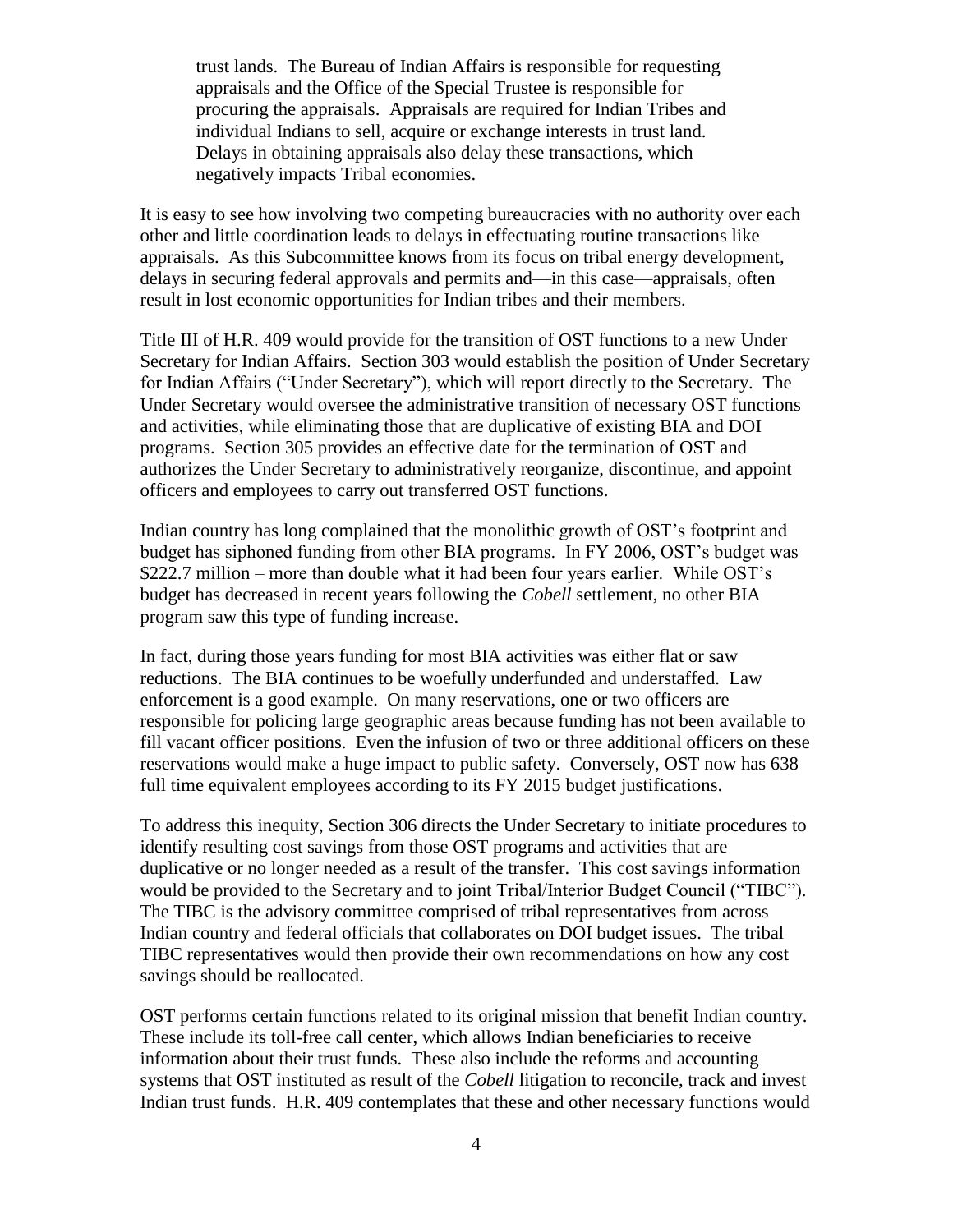> trust lands. The Bureau of Indian Affairs is responsible for requesting appraisals and the Office of the Special Trustee is responsible for procuring the appraisals. Appraisals are required for Indian Tribes and individual Indians to sell, acquire or exchange interests in trust land. Delays in obtaining appraisals also delay these transactions, which negatively impacts Tribal economies.

It is easy to see how involving two competing bureaucracies with no authority over each other and little coordination leads to delays in effectuating routine transactions like appraisals. As this Subcommittee knows from its focus on tribal energy development, delays in securing federal approvals and permits and—in this case—appraisals, often result in lost economic opportunities for Indian tribes and their members.

Title III of H.R. 409 would provide for the transition of OST functions to a new Under Secretary for Indian Affairs. Section 303 would establish the position of Under Secretary for Indian Affairs ("Under Secretary"), which will report directly to the Secretary. The Under Secretary would oversee the administrative transition of necessary OST functions and activities, while eliminating those that are duplicative of existing BIA and DOI programs. Section 305 provides an effective date for the termination of OST and authorizes the Under Secretary to administratively reorganize, discontinue, and appoint officers and employees to carry out transferred OST functions.

Indian country has long complained that the monolithic growth of OST's footprint and budget has siphoned funding from other BIA programs. In FY 2006, OST's budget was \$222.7 million – more than double what it had been four years earlier. While OST's budget has decreased in recent years following the *Cobell* settlement, no other BIA program saw this type of funding increase.

In fact, during those years funding for most BIA activities was either flat or saw reductions. The BIA continues to be woefully underfunded and understaffed. Law enforcement is a good example. On many reservations, one or two officers are responsible for policing large geographic areas because funding has not been available to fill vacant officer positions. Even the infusion of two or three additional officers on these reservations would make a huge impact to public safety. Conversely, OST now has 638 full time equivalent employees according to its FY 2015 budget justifications.

To address this inequity, Section 306 directs the Under Secretary to initiate procedures to identify resulting cost savings from those OST programs and activities that are duplicative or no longer needed as a result of the transfer. This cost savings information would be provided to the Secretary and to joint Tribal/Interior Budget Council ("TIBC"). The TIBC is the advisory committee comprised of tribal representatives from across Indian country and federal officials that collaborates on DOI budget issues. The tribal TIBC representatives would then provide their own recommendations on how any cost savings should be reallocated.

OST performs certain functions related to its original mission that benefit Indian country. These include its toll-free call center, which allows Indian beneficiaries to receive information about their trust funds. These also include the reforms and accounting systems that OST instituted as result of the *Cobell* litigation to reconcile, track and invest Indian trust funds. H.R. 409 contemplates that these and other necessary functions would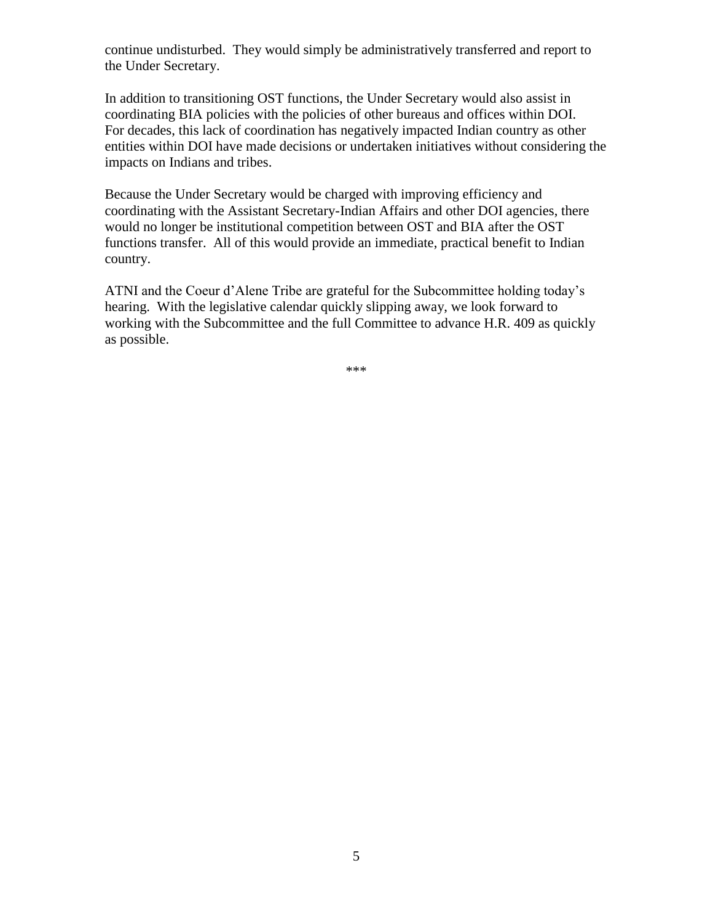continue undisturbed. They would simply be administratively transferred and report to the Under Secretary.

In addition to transitioning OST functions, the Under Secretary would also assist in coordinating BIA policies with the policies of other bureaus and offices within DOI. For decades, this lack of coordination has negatively impacted Indian country as other entities within DOI have made decisions or undertaken initiatives without considering the impacts on Indians and tribes.

Because the Under Secretary would be charged with improving efficiency and coordinating with the Assistant Secretary-Indian Affairs and other DOI agencies, there would no longer be institutional competition between OST and BIA after the OST functions transfer. All of this would provide an immediate, practical benefit to Indian country.

ATNI and the Coeur d'Alene Tribe are grateful for the Subcommittee holding today's hearing. With the legislative calendar quickly slipping away, we look forward to working with the Subcommittee and the full Committee to advance H.R. 409 as quickly as possible.

***